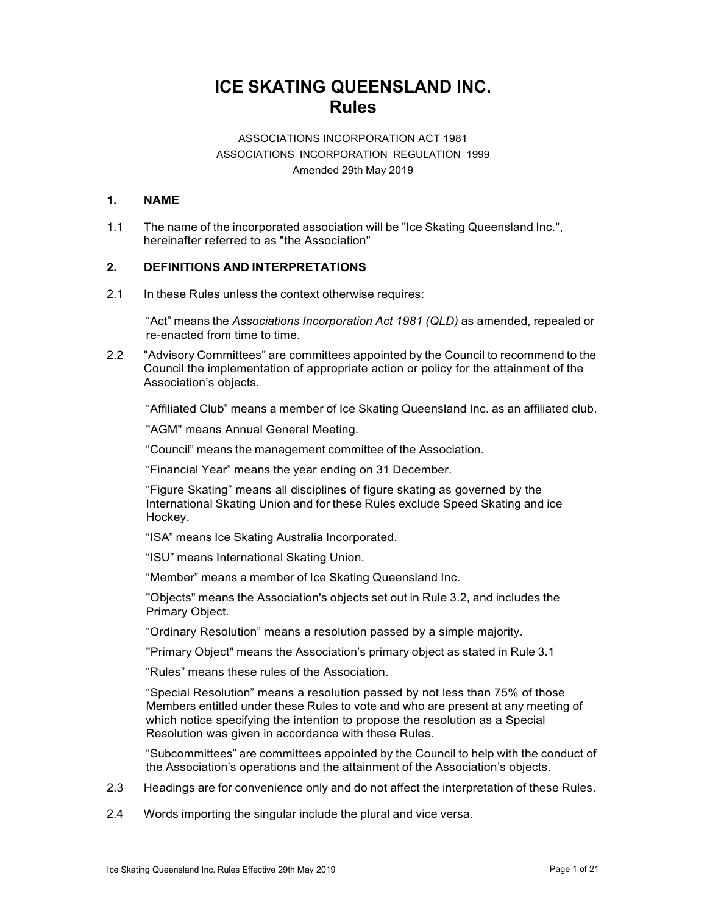# ICE SKATING QUEENSLAND INC.
# Rules

ASSOCIATIONS INCORPORATION ACT 1981
ASSOCIATIONS INCORPORATION REGULATION 1999
Amended 29th May 2019

## 1. NAME

1.1 The name of the incorporated association will be "Ice Skating Queensland Inc.", hereinafter referred to as "the Association"

## 2. DEFINITIONS AND INTERPRETATIONS

2.1 In these Rules unless the context otherwise requires:

"Act" means the *Associations Incorporation Act 1981 (QLD)* as amended, repealed or re-enacted from time to time.

2.2 "Advisory Committees" are committees appointed by the Council to recommend to the Council the implementation of appropriate action or policy for the attainment of the Association's objects.

"Affiliated Club" means a member of Ice Skating Queensland Inc. as an affiliated club.

"AGM" means Annual General Meeting.

"Council" means the management committee of the Association.

"Financial Year" means the year ending on 31 December.

"Figure Skating" means all disciplines of figure skating as governed by the International Skating Union and for these Rules exclude Speed Skating and ice Hockey.

"ISA" means Ice Skating Australia Incorporated.

"ISU" means International Skating Union.

"Member" means a member of Ice Skating Queensland Inc.

"Objects" means the Association's objects set out in Rule 3.2, and includes the Primary Object.

"Ordinary Resolution" means a resolution passed by a simple majority.

"Primary Object" means the Association's primary object as stated in Rule 3.1

"Rules" means these rules of the Association.

"Special Resolution" means a resolution passed by not less than 75% of those Members entitled under these Rules to vote and who are present at any meeting of which notice specifying the intention to propose the resolution as a Special Resolution was given in accordance with these Rules.

"Subcommittees" are committees appointed by the Council to help with the conduct of the Association's operations and the attainment of the Association's objects.

2.3 Headings are for convenience only and do not affect the interpretation of these Rules.

2.4 Words importing the singular include the plural and vice versa.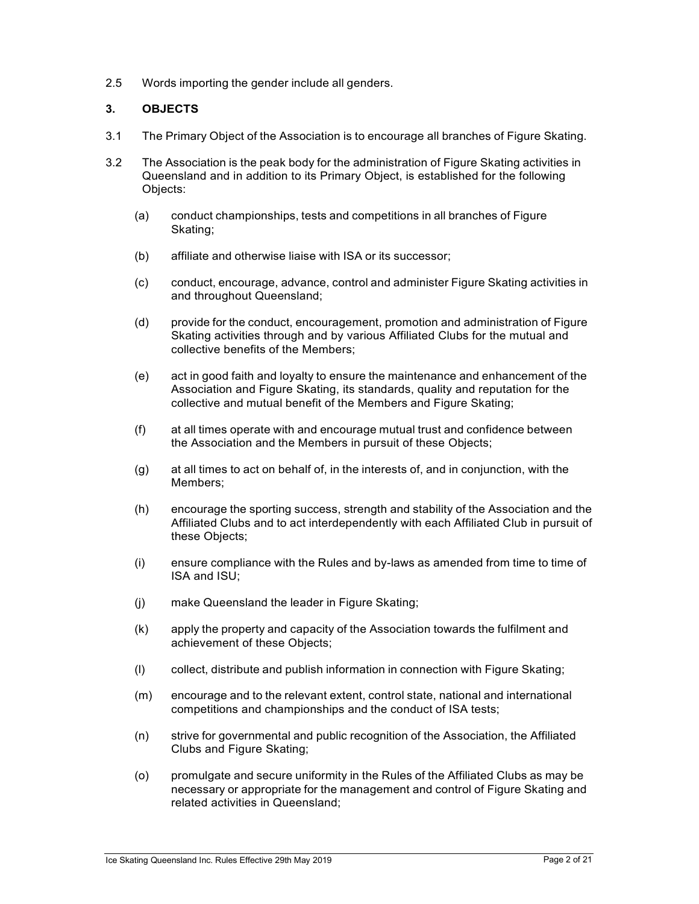2.5 Words importing the gender include all genders.

## 3. OBJECTS

3.1 The Primary Object of the Association is to encourage all branches of Figure Skating.

3.2 The Association is the peak body for the administration of Figure Skating activities in Queensland and in addition to its Primary Object, is established for the following Objects:

(a) conduct championships, tests and competitions in all branches of Figure Skating;

(b) affiliate and otherwise liaise with ISA or its successor;

(c) conduct, encourage, advance, control and administer Figure Skating activities in and throughout Queensland;

(d) provide for the conduct, encouragement, promotion and administration of Figure Skating activities through and by various Affiliated Clubs for the mutual and collective benefits of the Members;

(e) act in good faith and loyalty to ensure the maintenance and enhancement of the Association and Figure Skating, its standards, quality and reputation for the collective and mutual benefit of the Members and Figure Skating;

(f) at all times operate with and encourage mutual trust and confidence between the Association and the Members in pursuit of these Objects;

(g) at all times to act on behalf of, in the interests of, and in conjunction, with the Members;

(h) encourage the sporting success, strength and stability of the Association and the Affiliated Clubs and to act interdependently with each Affiliated Club in pursuit of these Objects;

(i) ensure compliance with the Rules and by-laws as amended from time to time of ISA and ISU;

(j) make Queensland the leader in Figure Skating;

(k) apply the property and capacity of the Association towards the fulfilment and achievement of these Objects;

(l) collect, distribute and publish information in connection with Figure Skating;

(m) encourage and to the relevant extent, control state, national and international competitions and championships and the conduct of ISA tests;

(n) strive for governmental and public recognition of the Association, the Affiliated Clubs and Figure Skating;

(o) promulgate and secure uniformity in the Rules of the Affiliated Clubs as may be necessary or appropriate for the management and control of Figure Skating and related activities in Queensland;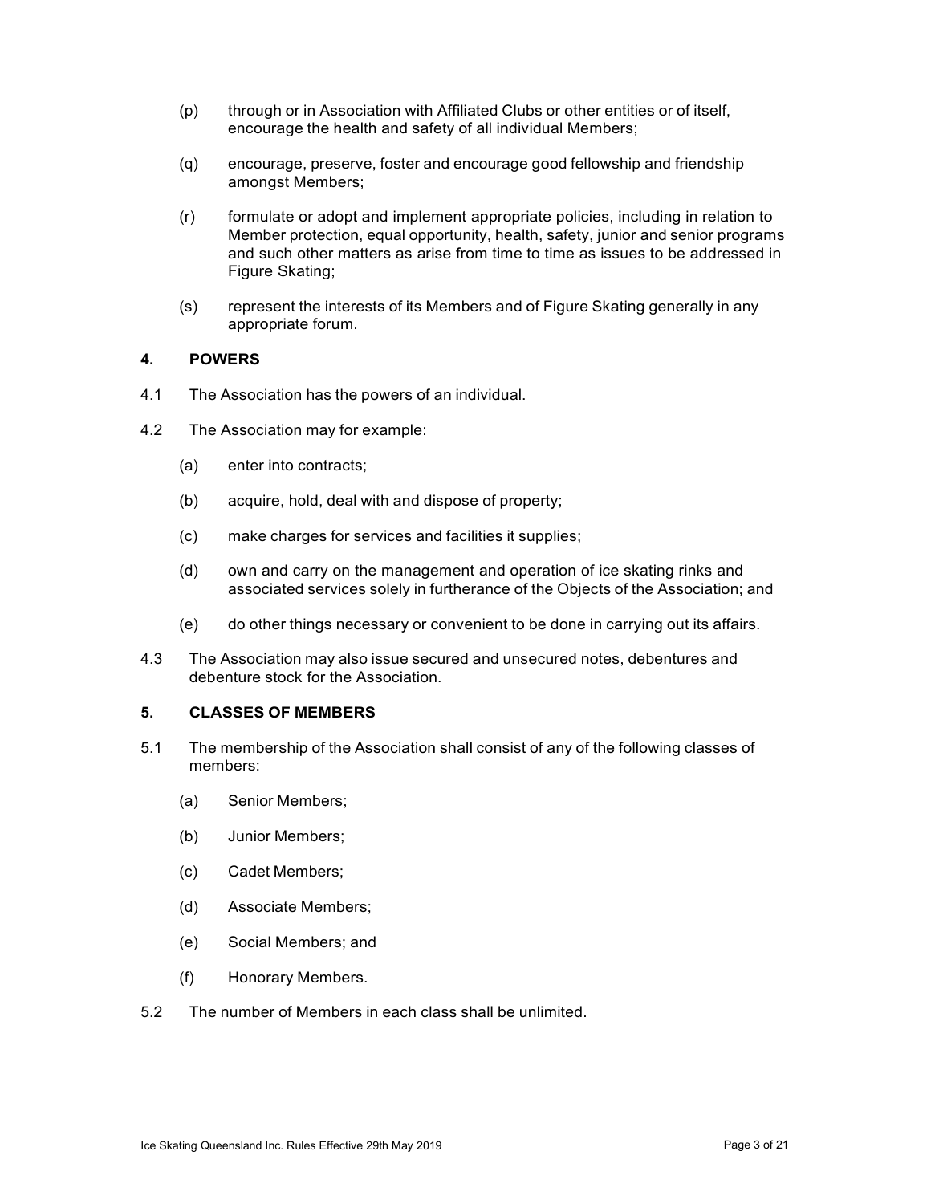(p) through or in Association with Affiliated Clubs or other entities or of itself, encourage the health and safety of all individual Members;

(q) encourage, preserve, foster and encourage good fellowship and friendship amongst Members;

(r) formulate or adopt and implement appropriate policies, including in relation to Member protection, equal opportunity, health, safety, junior and senior programs and such other matters as arise from time to time as issues to be addressed in Figure Skating;

(s) represent the interests of its Members and of Figure Skating generally in any appropriate forum.

## 4. POWERS

4.1 The Association has the powers of an individual.

4.2 The Association may for example:

(a) enter into contracts;

(b) acquire, hold, deal with and dispose of property;

(c) make charges for services and facilities it supplies;

(d) own and carry on the management and operation of ice skating rinks and associated services solely in furtherance of the Objects of the Association; and

(e) do other things necessary or convenient to be done in carrying out its affairs.

4.3 The Association may also issue secured and unsecured notes, debentures and debenture stock for the Association.

## 5. CLASSES OF MEMBERS

5.1 The membership of the Association shall consist of any of the following classes of members:

(a) Senior Members;

(b) Junior Members;

(c) Cadet Members;

(d) Associate Members;

(e) Social Members; and

(f) Honorary Members.

5.2 The number of Members in each class shall be unlimited.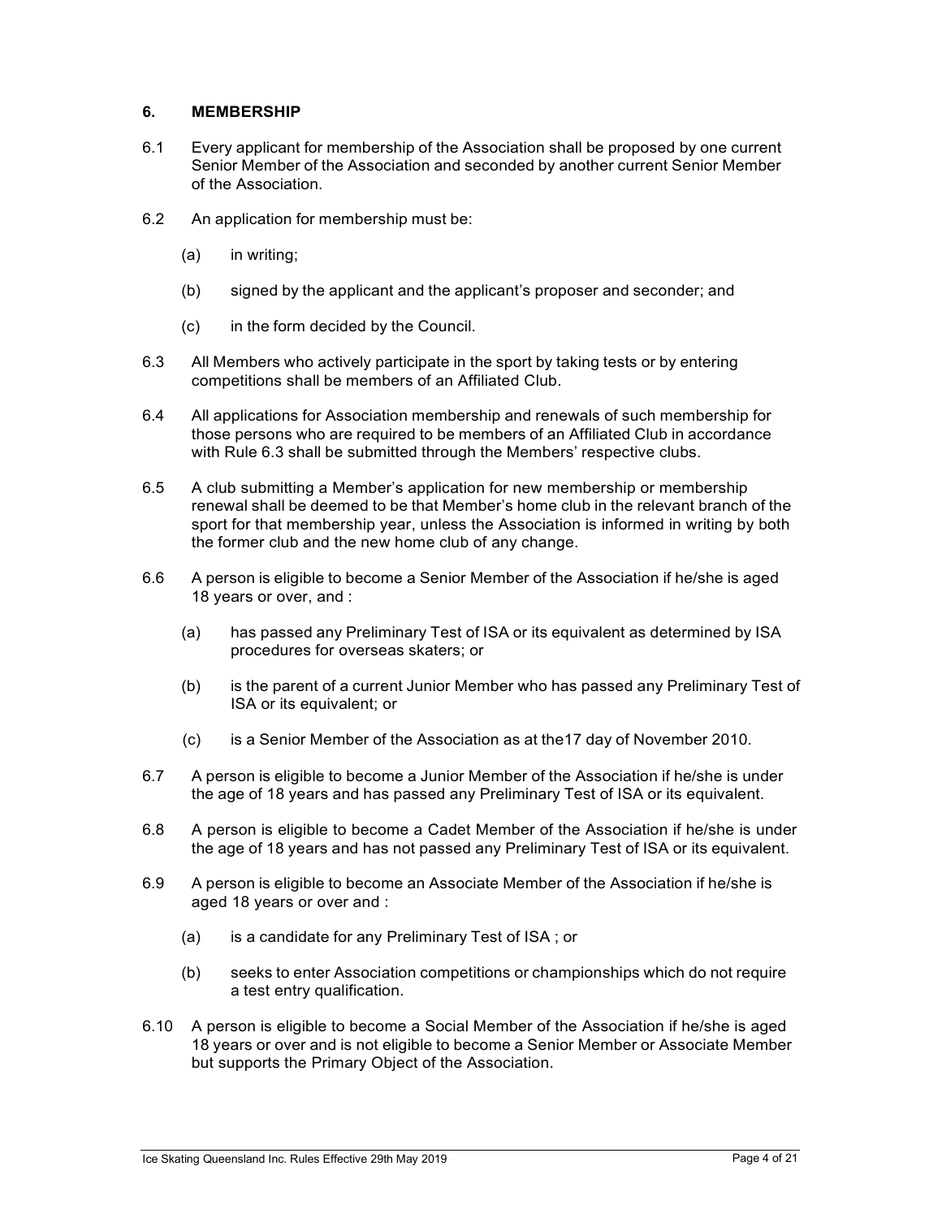## 6. MEMBERSHIP

6.1 Every applicant for membership of the Association shall be proposed by one current Senior Member of the Association and seconded by another current Senior Member of the Association.

6.2 An application for membership must be:

(a) in writing;

(b) signed by the applicant and the applicant's proposer and seconder; and

(c) in the form decided by the Council.

6.3 All Members who actively participate in the sport by taking tests or by entering competitions shall be members of an Affiliated Club.

6.4 All applications for Association membership and renewals of such membership for those persons who are required to be members of an Affiliated Club in accordance with Rule 6.3 shall be submitted through the Members' respective clubs.

6.5 A club submitting a Member's application for new membership or membership renewal shall be deemed to be that Member's home club in the relevant branch of the sport for that membership year, unless the Association is informed in writing by both the former club and the new home club of any change.

6.6 A person is eligible to become a Senior Member of the Association if he/she is aged 18 years or over, and :

(a) has passed any Preliminary Test of ISA or its equivalent as determined by ISA procedures for overseas skaters; or

(b) is the parent of a current Junior Member who has passed any Preliminary Test of ISA or its equivalent; or

(c) is a Senior Member of the Association as at the17 day of November 2010.

6.7 A person is eligible to become a Junior Member of the Association if he/she is under the age of 18 years and has passed any Preliminary Test of ISA or its equivalent.

6.8 A person is eligible to become a Cadet Member of the Association if he/she is under the age of 18 years and has not passed any Preliminary Test of ISA or its equivalent.

6.9 A person is eligible to become an Associate Member of the Association if he/she is aged 18 years or over and :

(a) is a candidate for any Preliminary Test of ISA ; or

(b) seeks to enter Association competitions or championships which do not require a test entry qualification.

6.10 A person is eligible to become a Social Member of the Association if he/she is aged 18 years or over and is not eligible to become a Senior Member or Associate Member but supports the Primary Object of the Association.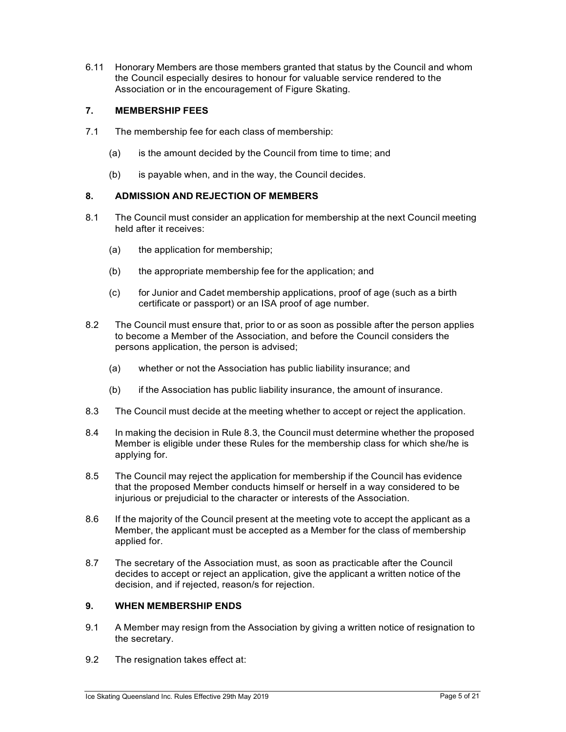6.11 Honorary Members are those members granted that status by the Council and whom the Council especially desires to honour for valuable service rendered to the Association or in the encouragement of Figure Skating.

## 7. MEMBERSHIP FEES

7.1 The membership fee for each class of membership:

(a) is the amount decided by the Council from time to time; and

(b) is payable when, and in the way, the Council decides.

## 8. ADMISSION AND REJECTION OF MEMBERS

8.1 The Council must consider an application for membership at the next Council meeting held after it receives:

(a) the application for membership;

(b) the appropriate membership fee for the application; and

(c) for Junior and Cadet membership applications, proof of age (such as a birth certificate or passport) or an ISA proof of age number.

8.2 The Council must ensure that, prior to or as soon as possible after the person applies to become a Member of the Association, and before the Council considers the persons application, the person is advised;

(a) whether or not the Association has public liability insurance; and

(b) if the Association has public liability insurance, the amount of insurance.

8.3 The Council must decide at the meeting whether to accept or reject the application.

8.4 In making the decision in Rule 8.3, the Council must determine whether the proposed Member is eligible under these Rules for the membership class for which she/he is applying for.

8.5 The Council may reject the application for membership if the Council has evidence that the proposed Member conducts himself or herself in a way considered to be injurious or prejudicial to the character or interests of the Association.

8.6 If the majority of the Council present at the meeting vote to accept the applicant as a Member, the applicant must be accepted as a Member for the class of membership applied for.

8.7 The secretary of the Association must, as soon as practicable after the Council decides to accept or reject an application, give the applicant a written notice of the decision, and if rejected, reason/s for rejection.

## 9. WHEN MEMBERSHIP ENDS

9.1 A Member may resign from the Association by giving a written notice of resignation to the secretary.

9.2 The resignation takes effect at: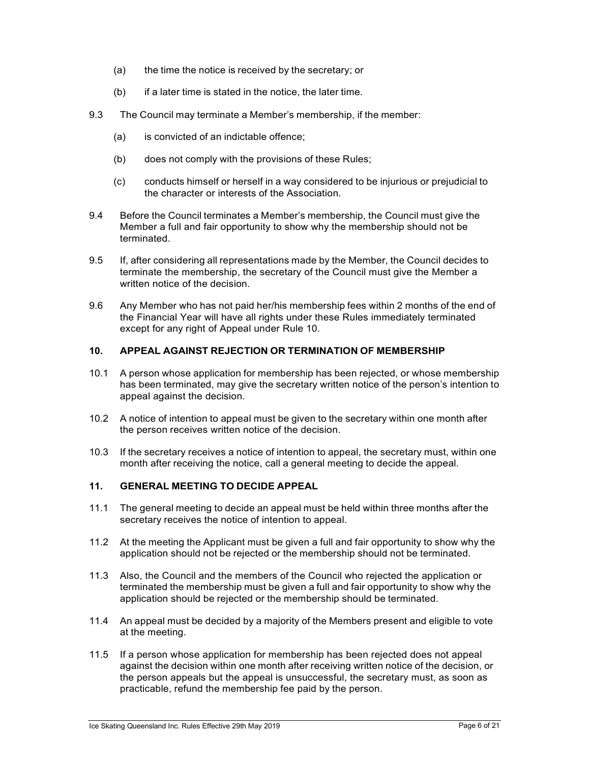(a) the time the notice is received by the secretary; or

(b) if a later time is stated in the notice, the later time.

9.3 The Council may terminate a Member's membership, if the member:

(a) is convicted of an indictable offence;

(b) does not comply with the provisions of these Rules;

(c) conducts himself or herself in a way considered to be injurious or prejudicial to the character or interests of the Association.

9.4 Before the Council terminates a Member's membership, the Council must give the Member a full and fair opportunity to show why the membership should not be terminated.

9.5 If, after considering all representations made by the Member, the Council decides to terminate the membership, the secretary of the Council must give the Member a written notice of the decision.

9.6 Any Member who has not paid her/his membership fees within 2 months of the end of the Financial Year will have all rights under these Rules immediately terminated except for any right of Appeal under Rule 10.

## 10. APPEAL AGAINST REJECTION OR TERMINATION OF MEMBERSHIP

10.1 A person whose application for membership has been rejected, or whose membership has been terminated, may give the secretary written notice of the person's intention to appeal against the decision.

10.2 A notice of intention to appeal must be given to the secretary within one month after the person receives written notice of the decision.

10.3 If the secretary receives a notice of intention to appeal, the secretary must, within one month after receiving the notice, call a general meeting to decide the appeal.

## 11. GENERAL MEETING TO DECIDE APPEAL

11.1 The general meeting to decide an appeal must be held within three months after the secretary receives the notice of intention to appeal.

11.2 At the meeting the Applicant must be given a full and fair opportunity to show why the application should not be rejected or the membership should not be terminated.

11.3 Also, the Council and the members of the Council who rejected the application or terminated the membership must be given a full and fair opportunity to show why the application should be rejected or the membership should be terminated.

11.4 An appeal must be decided by a majority of the Members present and eligible to vote at the meeting.

11.5 If a person whose application for membership has been rejected does not appeal against the decision within one month after receiving written notice of the decision, or the person appeals but the appeal is unsuccessful, the secretary must, as soon as practicable, refund the membership fee paid by the person.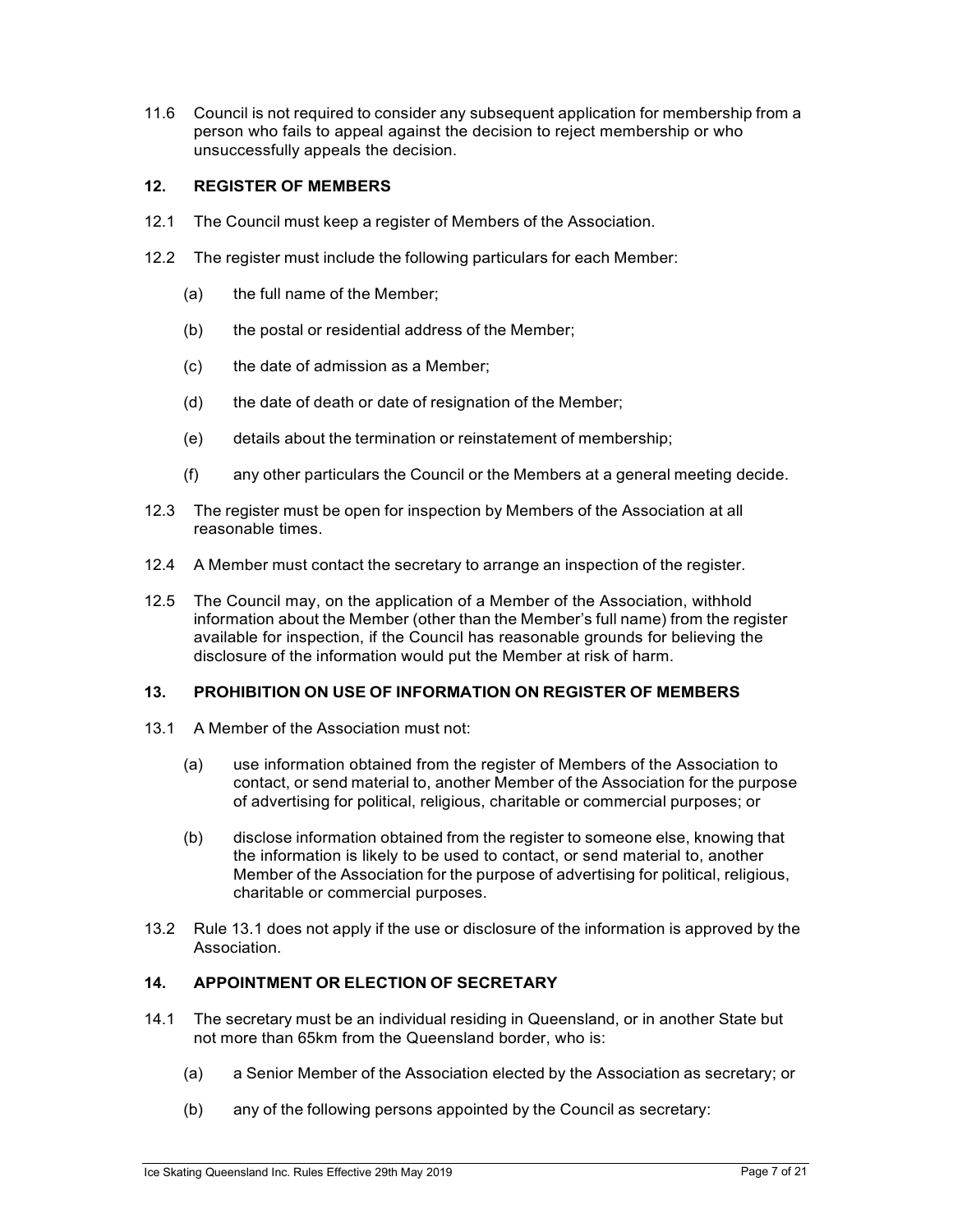11.6 Council is not required to consider any subsequent application for membership from a person who fails to appeal against the decision to reject membership or who unsuccessfully appeals the decision.

## 12. REGISTER OF MEMBERS

12.1 The Council must keep a register of Members of the Association.

12.2 The register must include the following particulars for each Member:

(a) the full name of the Member;

(b) the postal or residential address of the Member;

(c) the date of admission as a Member;

(d) the date of death or date of resignation of the Member;

(e) details about the termination or reinstatement of membership;

(f) any other particulars the Council or the Members at a general meeting decide.

12.3 The register must be open for inspection by Members of the Association at all reasonable times.

12.4 A Member must contact the secretary to arrange an inspection of the register.

12.5 The Council may, on the application of a Member of the Association, withhold information about the Member (other than the Member's full name) from the register available for inspection, if the Council has reasonable grounds for believing the disclosure of the information would put the Member at risk of harm.

## 13. PROHIBITION ON USE OF INFORMATION ON REGISTER OF MEMBERS

13.1 A Member of the Association must not:

(a) use information obtained from the register of Members of the Association to contact, or send material to, another Member of the Association for the purpose of advertising for political, religious, charitable or commercial purposes; or

(b) disclose information obtained from the register to someone else, knowing that the information is likely to be used to contact, or send material to, another Member of the Association for the purpose of advertising for political, religious, charitable or commercial purposes.

13.2 Rule 13.1 does not apply if the use or disclosure of the information is approved by the Association.

## 14. APPOINTMENT OR ELECTION OF SECRETARY

14.1 The secretary must be an individual residing in Queensland, or in another State but not more than 65km from the Queensland border, who is:

(a) a Senior Member of the Association elected by the Association as secretary; or

(b) any of the following persons appointed by the Council as secretary: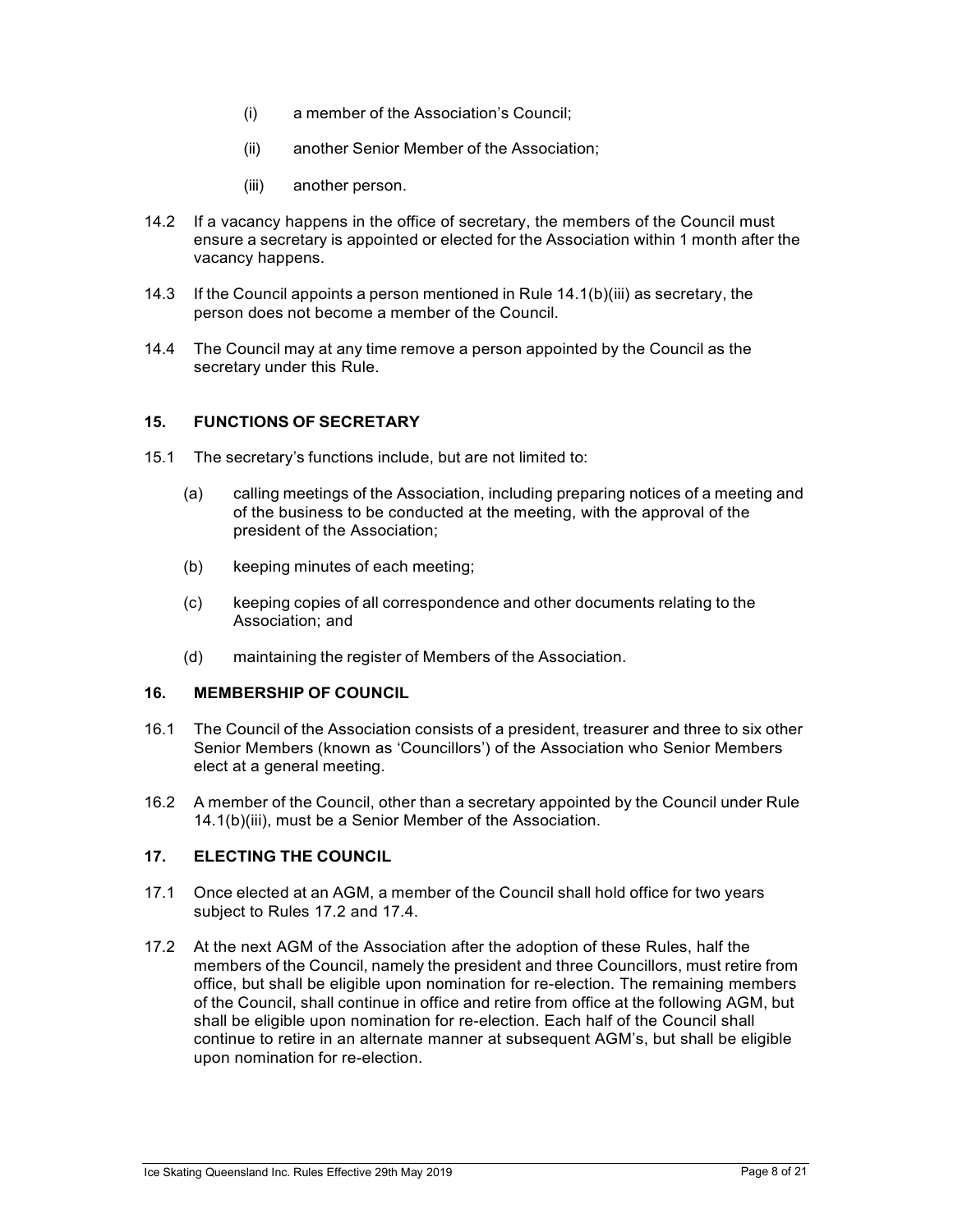(i) a member of the Association's Council;

(ii) another Senior Member of the Association;

(iii) another person.

14.2 If a vacancy happens in the office of secretary, the members of the Council must ensure a secretary is appointed or elected for the Association within 1 month after the vacancy happens.

14.3 If the Council appoints a person mentioned in Rule 14.1(b)(iii) as secretary, the person does not become a member of the Council.

14.4 The Council may at any time remove a person appointed by the Council as the secretary under this Rule.

### 15. FUNCTIONS OF SECRETARY

15.1 The secretary's functions include, but are not limited to:

(a) calling meetings of the Association, including preparing notices of a meeting and of the business to be conducted at the meeting, with the approval of the president of the Association;

(b) keeping minutes of each meeting;

(c) keeping copies of all correspondence and other documents relating to the Association; and

(d) maintaining the register of Members of the Association.

### 16. MEMBERSHIP OF COUNCIL

16.1 The Council of the Association consists of a president, treasurer and three to six other Senior Members (known as 'Councillors') of the Association who Senior Members elect at a general meeting.

16.2 A member of the Council, other than a secretary appointed by the Council under Rule 14.1(b)(iii), must be a Senior Member of the Association.

### 17. ELECTING THE COUNCIL

17.1 Once elected at an AGM, a member of the Council shall hold office for two years subject to Rules 17.2 and 17.4.

17.2 At the next AGM of the Association after the adoption of these Rules, half the members of the Council, namely the president and three Councillors, must retire from office, but shall be eligible upon nomination for re-election. The remaining members of the Council, shall continue in office and retire from office at the following AGM, but shall be eligible upon nomination for re-election. Each half of the Council shall continue to retire in an alternate manner at subsequent AGM's, but shall be eligible upon nomination for re-election.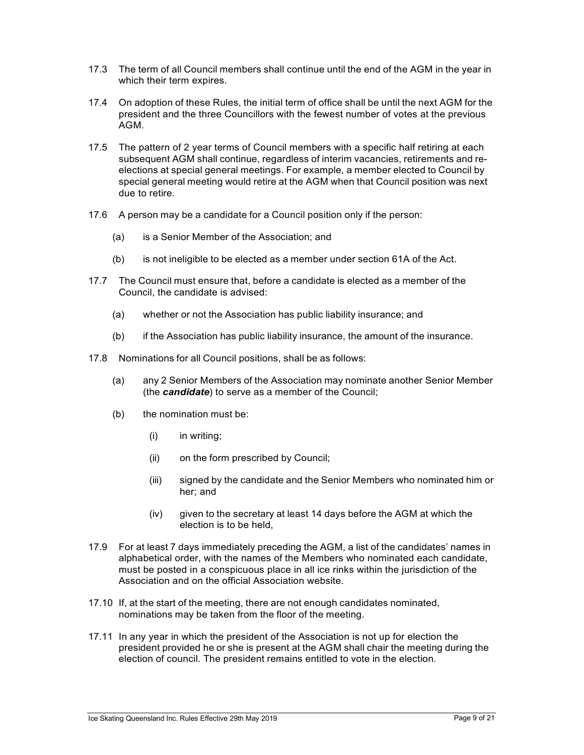17.3 The term of all Council members shall continue until the end of the AGM in the year in which their term expires.

17.4 On adoption of these Rules, the initial term of office shall be until the next AGM for the president and the three Councillors with the fewest number of votes at the previous AGM.

17.5 The pattern of 2 year terms of Council members with a specific half retiring at each subsequent AGM shall continue, regardless of interim vacancies, retirements and re-elections at special general meetings. For example, a member elected to Council by special general meeting would retire at the AGM when that Council position was next due to retire.

17.6 A person may be a candidate for a Council position only if the person:

  (a) is a Senior Member of the Association; and

  (b) is not ineligible to be elected as a member under section 61A of the Act.

17.7 The Council must ensure that, before a candidate is elected as a member of the Council, the candidate is advised:

  (a) whether or not the Association has public liability insurance; and

  (b) if the Association has public liability insurance, the amount of the insurance.

17.8 Nominations for all Council positions, shall be as follows:

  (a) any 2 Senior Members of the Association may nominate another Senior Member (the ***candidate***) to serve as a member of the Council;

  (b) the nomination must be:

    (i) in writing;

    (ii) on the form prescribed by Council;

    (iii) signed by the candidate and the Senior Members who nominated him or her; and

    (iv) given to the secretary at least 14 days before the AGM at which the election is to be held,

17.9 For at least 7 days immediately preceding the AGM, a list of the candidates' names in alphabetical order, with the names of the Members who nominated each candidate, must be posted in a conspicuous place in all ice rinks within the jurisdiction of the Association and on the official Association website.

17.10 If, at the start of the meeting, there are not enough candidates nominated, nominations may be taken from the floor of the meeting.

17.11 In any year in which the president of the Association is not up for election the president provided he or she is present at the AGM shall chair the meeting during the election of council. The president remains entitled to vote in the election.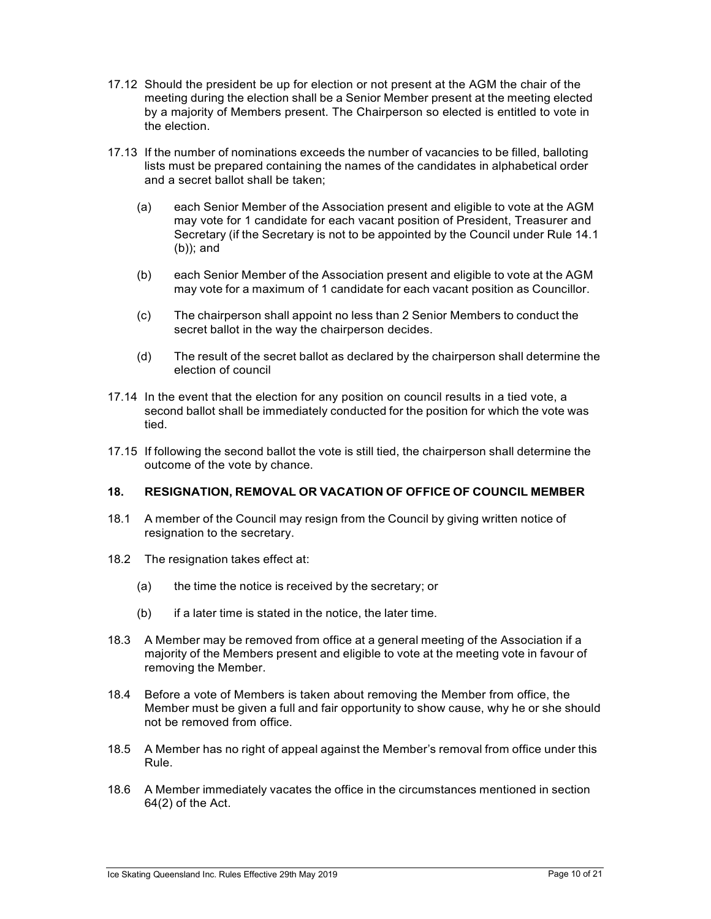17.12 Should the president be up for election or not present at the AGM the chair of the meeting during the election shall be a Senior Member present at the meeting elected by a majority of Members present. The Chairperson so elected is entitled to vote in the election.

17.13 If the number of nominations exceeds the number of vacancies to be filled, balloting lists must be prepared containing the names of the candidates in alphabetical order and a secret ballot shall be taken;

(a) each Senior Member of the Association present and eligible to vote at the AGM may vote for 1 candidate for each vacant position of President, Treasurer and Secretary (if the Secretary is not to be appointed by the Council under Rule 14.1 (b)); and

(b) each Senior Member of the Association present and eligible to vote at the AGM may vote for a maximum of 1 candidate for each vacant position as Councillor.

(c) The chairperson shall appoint no less than 2 Senior Members to conduct the secret ballot in the way the chairperson decides.

(d) The result of the secret ballot as declared by the chairperson shall determine the election of council

17.14 In the event that the election for any position on council results in a tied vote, a second ballot shall be immediately conducted for the position for which the vote was tied.

17.15 If following the second ballot the vote is still tied, the chairperson shall determine the outcome of the vote by chance.

## 18. RESIGNATION, REMOVAL OR VACATION OF OFFICE OF COUNCIL MEMBER

18.1 A member of the Council may resign from the Council by giving written notice of resignation to the secretary.

18.2 The resignation takes effect at:

(a) the time the notice is received by the secretary; or

(b) if a later time is stated in the notice, the later time.

18.3 A Member may be removed from office at a general meeting of the Association if a majority of the Members present and eligible to vote at the meeting vote in favour of removing the Member.

18.4 Before a vote of Members is taken about removing the Member from office, the Member must be given a full and fair opportunity to show cause, why he or she should not be removed from office.

18.5 A Member has no right of appeal against the Member's removal from office under this Rule.

18.6 A Member immediately vacates the office in the circumstances mentioned in section 64(2) of the Act.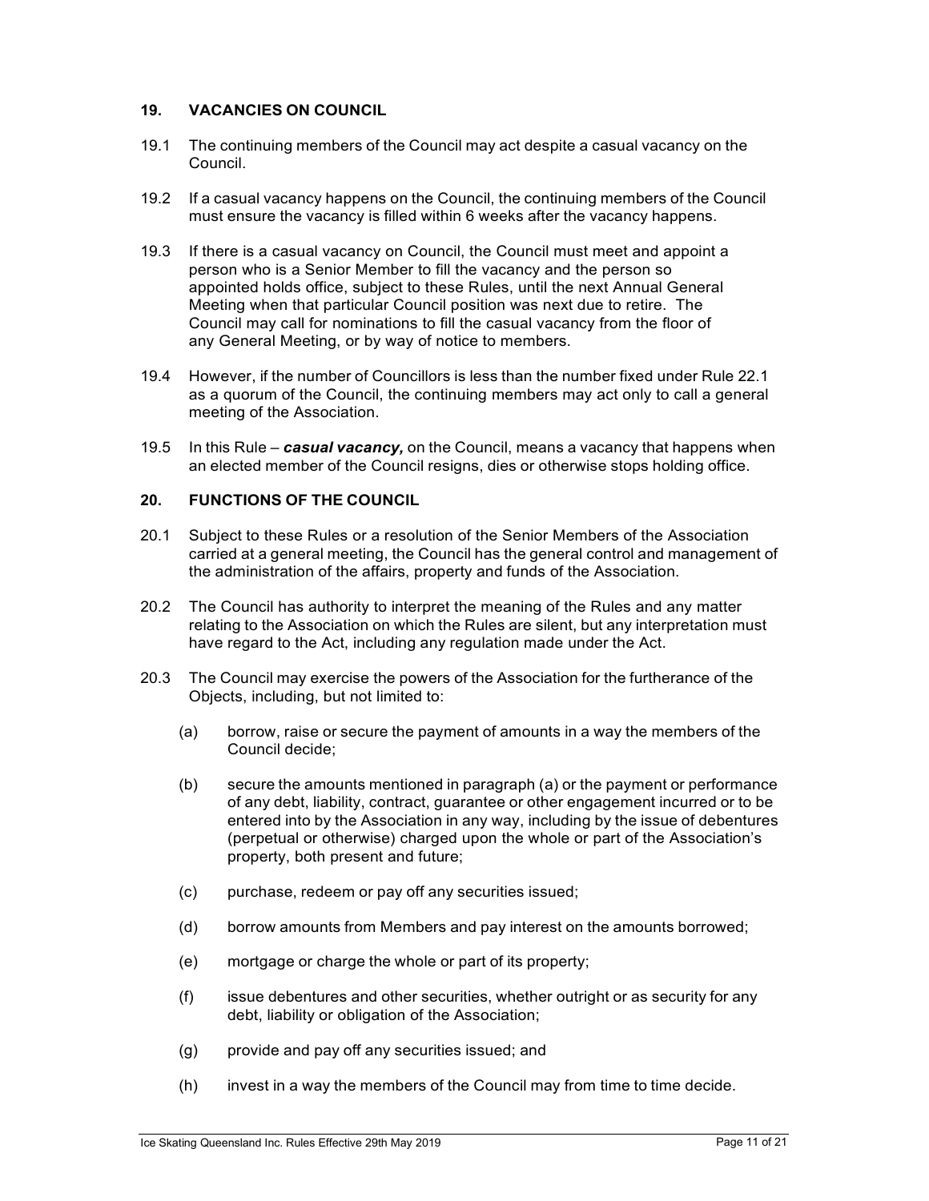## 19. VACANCIES ON COUNCIL

19.1 The continuing members of the Council may act despite a casual vacancy on the Council.

19.2 If a casual vacancy happens on the Council, the continuing members of the Council must ensure the vacancy is filled within 6 weeks after the vacancy happens.

19.3 If there is a casual vacancy on Council, the Council must meet and appoint a person who is a Senior Member to fill the vacancy and the person so appointed holds office, subject to these Rules, until the next Annual General Meeting when that particular Council position was next due to retire. The Council may call for nominations to fill the casual vacancy from the floor of any General Meeting, or by way of notice to members.

19.4 However, if the number of Councillors is less than the number fixed under Rule 22.1 as a quorum of the Council, the continuing members may act only to call a general meeting of the Association.

19.5 In this Rule – ***casual vacancy,*** on the Council, means a vacancy that happens when an elected member of the Council resigns, dies or otherwise stops holding office.

## 20. FUNCTIONS OF THE COUNCIL

20.1 Subject to these Rules or a resolution of the Senior Members of the Association carried at a general meeting, the Council has the general control and management of the administration of the affairs, property and funds of the Association.

20.2 The Council has authority to interpret the meaning of the Rules and any matter relating to the Association on which the Rules are silent, but any interpretation must have regard to the Act, including any regulation made under the Act.

20.3 The Council may exercise the powers of the Association for the furtherance of the Objects, including, but not limited to:

(a) borrow, raise or secure the payment of amounts in a way the members of the Council decide;

(b) secure the amounts mentioned in paragraph (a) or the payment or performance of any debt, liability, contract, guarantee or other engagement incurred or to be entered into by the Association in any way, including by the issue of debentures (perpetual or otherwise) charged upon the whole or part of the Association's property, both present and future;

(c) purchase, redeem or pay off any securities issued;

(d) borrow amounts from Members and pay interest on the amounts borrowed;

(e) mortgage or charge the whole or part of its property;

(f) issue debentures and other securities, whether outright or as security for any debt, liability or obligation of the Association;

(g) provide and pay off any securities issued; and

(h) invest in a way the members of the Council may from time to time decide.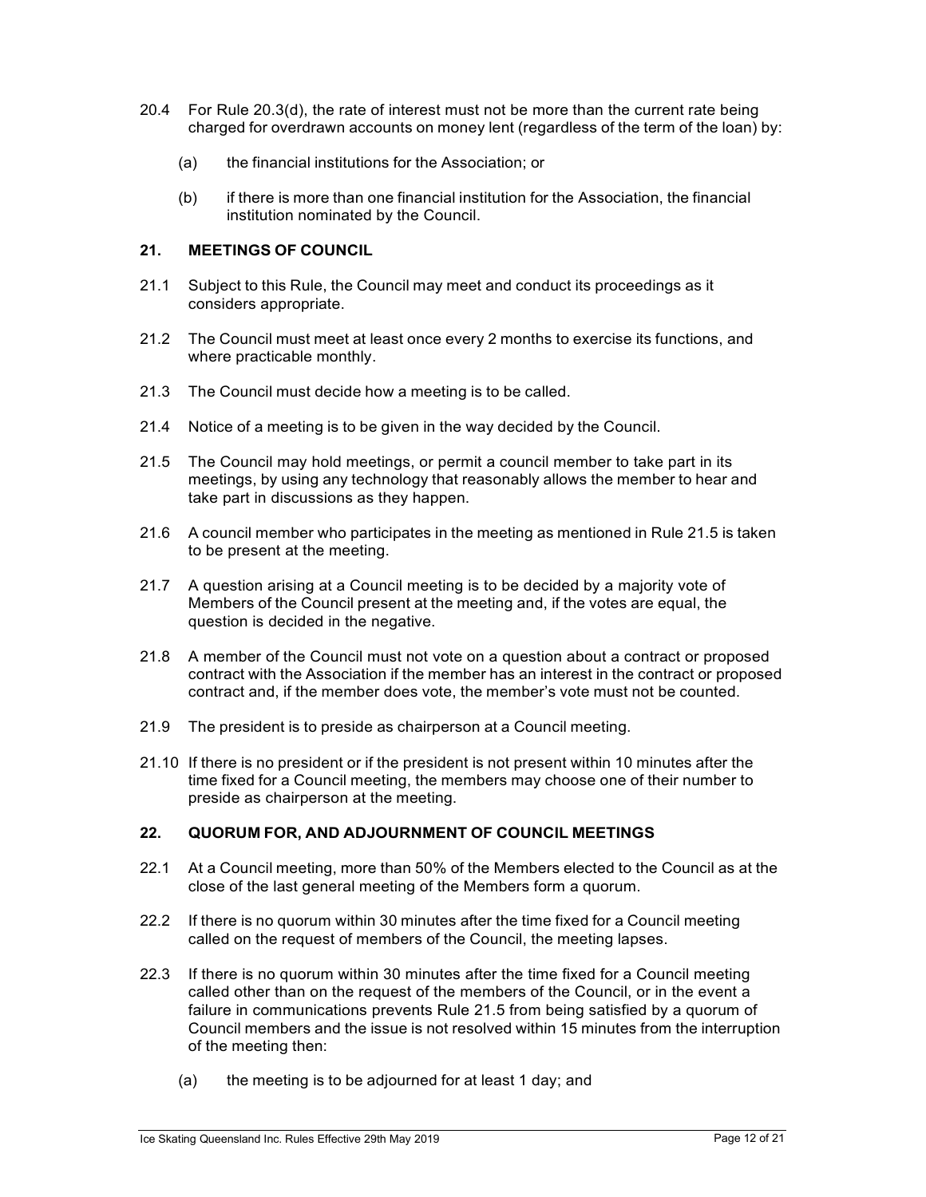20.4 For Rule 20.3(d), the rate of interest must not be more than the current rate being charged for overdrawn accounts on money lent (regardless of the term of the loan) by:

(a) the financial institutions for the Association; or

(b) if there is more than one financial institution for the Association, the financial institution nominated by the Council.

## 21. MEETINGS OF COUNCIL

21.1 Subject to this Rule, the Council may meet and conduct its proceedings as it considers appropriate.

21.2 The Council must meet at least once every 2 months to exercise its functions, and where practicable monthly.

21.3 The Council must decide how a meeting is to be called.

21.4 Notice of a meeting is to be given in the way decided by the Council.

21.5 The Council may hold meetings, or permit a council member to take part in its meetings, by using any technology that reasonably allows the member to hear and take part in discussions as they happen.

21.6 A council member who participates in the meeting as mentioned in Rule 21.5 is taken to be present at the meeting.

21.7 A question arising at a Council meeting is to be decided by a majority vote of Members of the Council present at the meeting and, if the votes are equal, the question is decided in the negative.

21.8 A member of the Council must not vote on a question about a contract or proposed contract with the Association if the member has an interest in the contract or proposed contract and, if the member does vote, the member's vote must not be counted.

21.9 The president is to preside as chairperson at a Council meeting.

21.10 If there is no president or if the president is not present within 10 minutes after the time fixed for a Council meeting, the members may choose one of their number to preside as chairperson at the meeting.

## 22. QUORUM FOR, AND ADJOURNMENT OF COUNCIL MEETINGS

22.1 At a Council meeting, more than 50% of the Members elected to the Council as at the close of the last general meeting of the Members form a quorum.

22.2 If there is no quorum within 30 minutes after the time fixed for a Council meeting called on the request of members of the Council, the meeting lapses.

22.3 If there is no quorum within 30 minutes after the time fixed for a Council meeting called other than on the request of the members of the Council, or in the event a failure in communications prevents Rule 21.5 from being satisfied by a quorum of Council members and the issue is not resolved within 15 minutes from the interruption of the meeting then:

(a) the meeting is to be adjourned for at least 1 day; and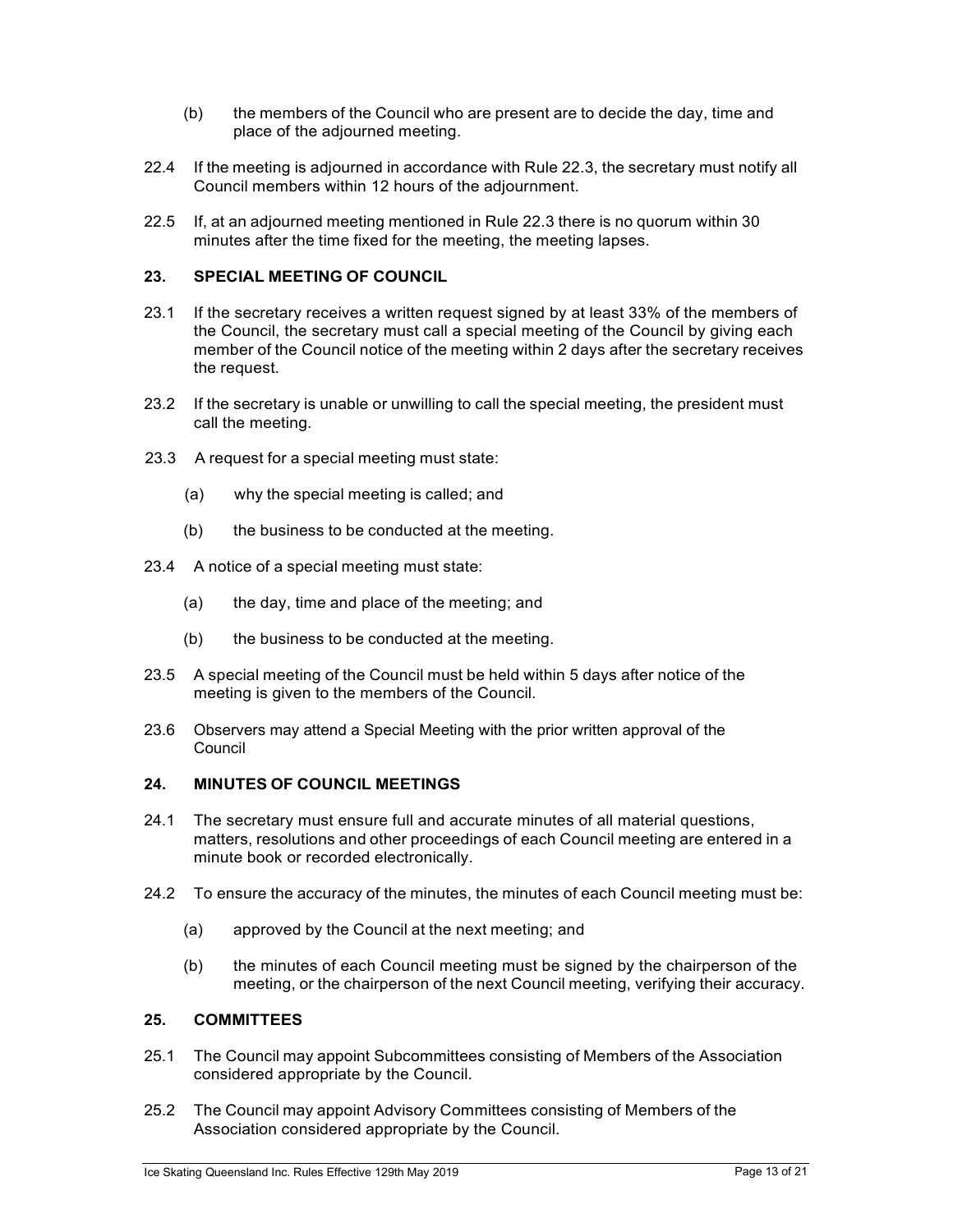(b) the members of the Council who are present are to decide the day, time and place of the adjourned meeting.

22.4 If the meeting is adjourned in accordance with Rule 22.3, the secretary must notify all Council members within 12 hours of the adjournment.

22.5 If, at an adjourned meeting mentioned in Rule 22.3 there is no quorum within 30 minutes after the time fixed for the meeting, the meeting lapses.

## 23. SPECIAL MEETING OF COUNCIL

23.1 If the secretary receives a written request signed by at least 33% of the members of the Council, the secretary must call a special meeting of the Council by giving each member of the Council notice of the meeting within 2 days after the secretary receives the request.

23.2 If the secretary is unable or unwilling to call the special meeting, the president must call the meeting.

23.3 A request for a special meeting must state:

(a) why the special meeting is called; and

(b) the business to be conducted at the meeting.

23.4 A notice of a special meeting must state:

(a) the day, time and place of the meeting; and

(b) the business to be conducted at the meeting.

23.5 A special meeting of the Council must be held within 5 days after notice of the meeting is given to the members of the Council.

23.6 Observers may attend a Special Meeting with the prior written approval of the Council

## 24. MINUTES OF COUNCIL MEETINGS

24.1 The secretary must ensure full and accurate minutes of all material questions, matters, resolutions and other proceedings of each Council meeting are entered in a minute book or recorded electronically.

24.2 To ensure the accuracy of the minutes, the minutes of each Council meeting must be:

(a) approved by the Council at the next meeting; and

(b) the minutes of each Council meeting must be signed by the chairperson of the meeting, or the chairperson of the next Council meeting, verifying their accuracy.

## 25. COMMITTEES

25.1 The Council may appoint Subcommittees consisting of Members of the Association considered appropriate by the Council.

25.2 The Council may appoint Advisory Committees consisting of Members of the Association considered appropriate by the Council.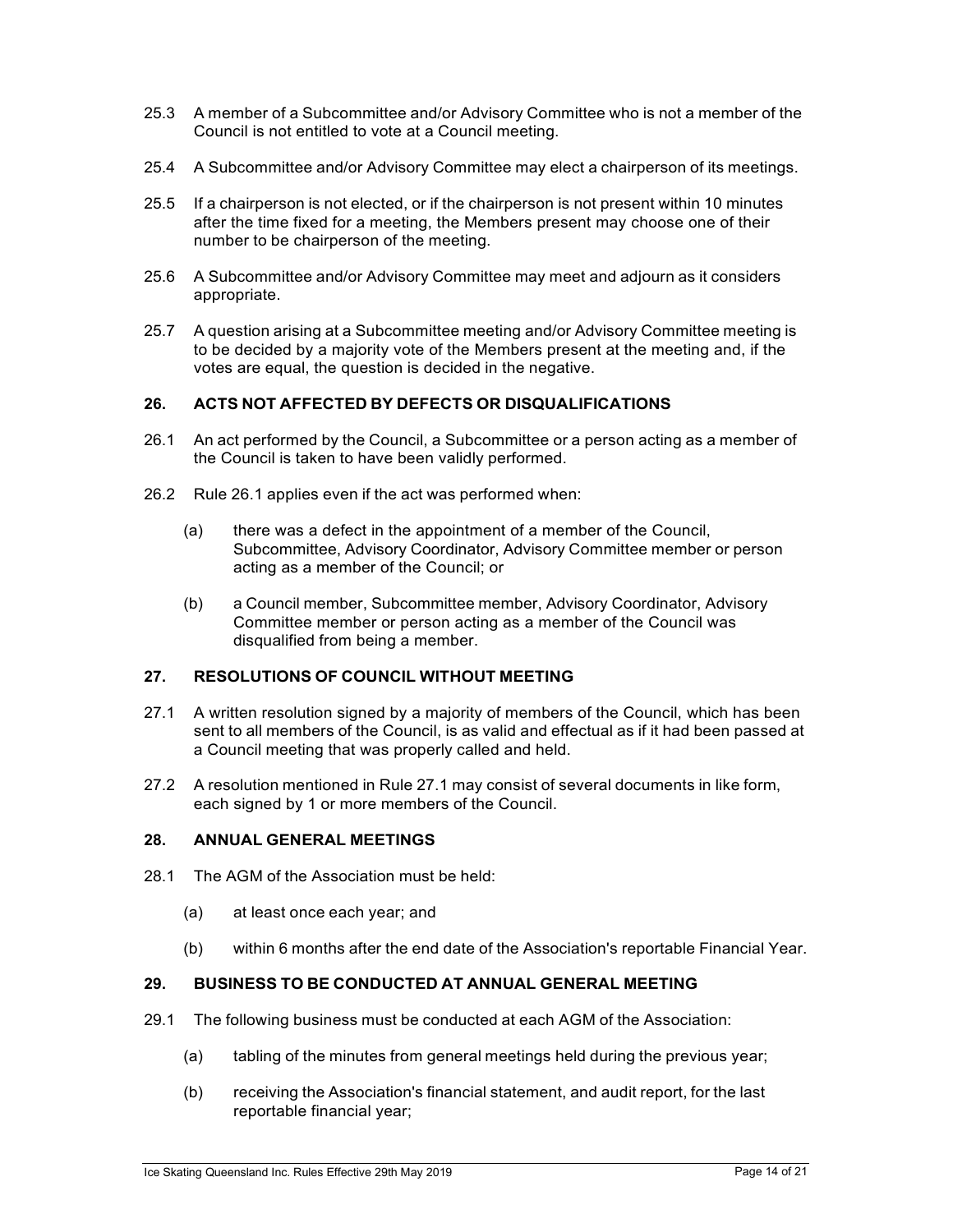25.3 A member of a Subcommittee and/or Advisory Committee who is not a member of the Council is not entitled to vote at a Council meeting.

25.4 A Subcommittee and/or Advisory Committee may elect a chairperson of its meetings.

25.5 If a chairperson is not elected, or if the chairperson is not present within 10 minutes after the time fixed for a meeting, the Members present may choose one of their number to be chairperson of the meeting.

25.6 A Subcommittee and/or Advisory Committee may meet and adjourn as it considers appropriate.

25.7 A question arising at a Subcommittee meeting and/or Advisory Committee meeting is to be decided by a majority vote of the Members present at the meeting and, if the votes are equal, the question is decided in the negative.

### 26. ACTS NOT AFFECTED BY DEFECTS OR DISQUALIFICATIONS

26.1 An act performed by the Council, a Subcommittee or a person acting as a member of the Council is taken to have been validly performed.

26.2 Rule 26.1 applies even if the act was performed when:

(a) there was a defect in the appointment of a member of the Council, Subcommittee, Advisory Coordinator, Advisory Committee member or person acting as a member of the Council; or

(b) a Council member, Subcommittee member, Advisory Coordinator, Advisory Committee member or person acting as a member of the Council was disqualified from being a member.

### 27. RESOLUTIONS OF COUNCIL WITHOUT MEETING

27.1 A written resolution signed by a majority of members of the Council, which has been sent to all members of the Council, is as valid and effectual as if it had been passed at a Council meeting that was properly called and held.

27.2 A resolution mentioned in Rule 27.1 may consist of several documents in like form, each signed by 1 or more members of the Council.

### 28. ANNUAL GENERAL MEETINGS

28.1 The AGM of the Association must be held:

(a) at least once each year; and

(b) within 6 months after the end date of the Association's reportable Financial Year.

### 29. BUSINESS TO BE CONDUCTED AT ANNUAL GENERAL MEETING

29.1 The following business must be conducted at each AGM of the Association:

(a) tabling of the minutes from general meetings held during the previous year;

(b) receiving the Association's financial statement, and audit report, for the last reportable financial year;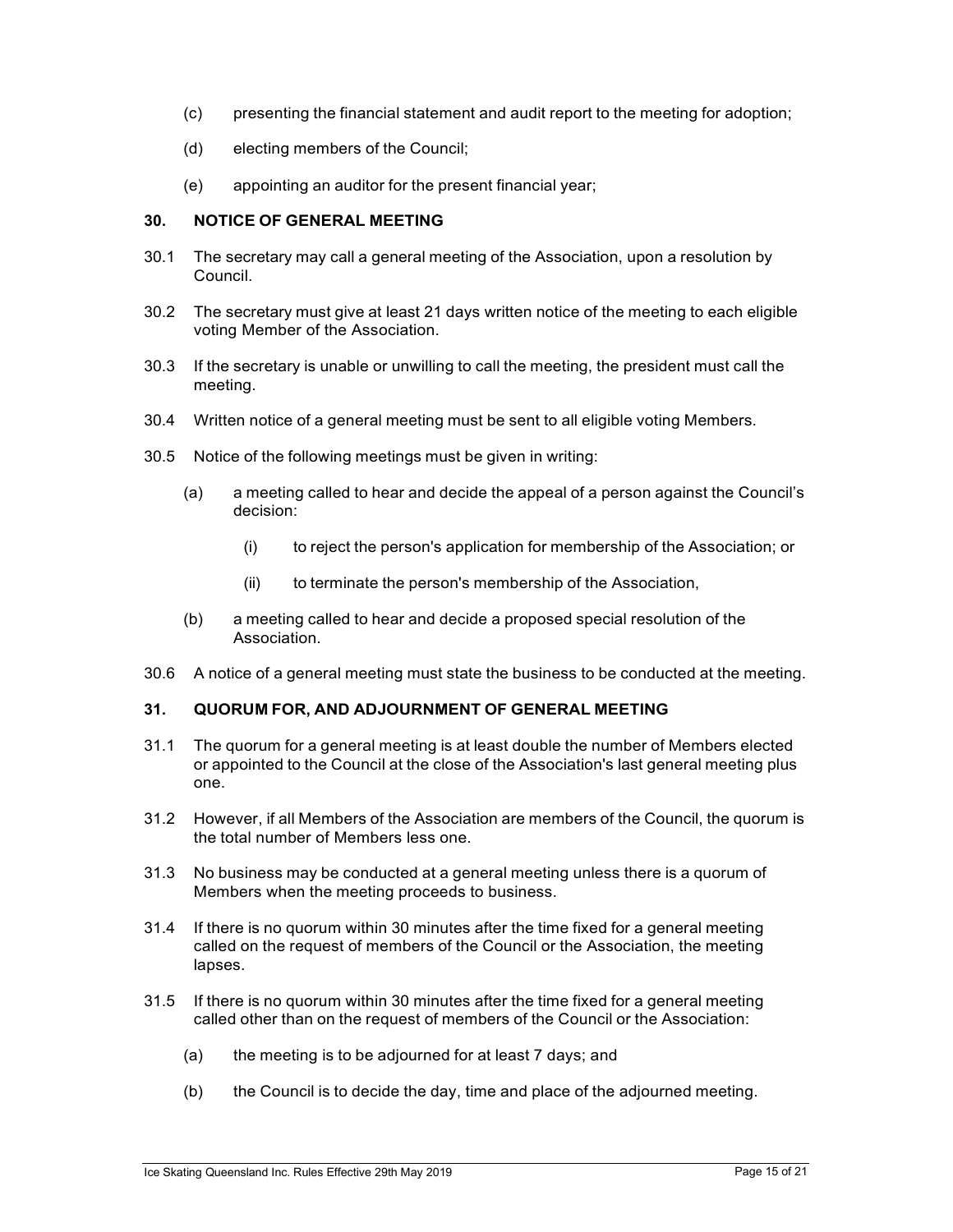(c) presenting the financial statement and audit report to the meeting for adoption;

(d) electing members of the Council;

(e) appointing an auditor for the present financial year;

### 30. NOTICE OF GENERAL MEETING

30.1 The secretary may call a general meeting of the Association, upon a resolution by Council.

30.2 The secretary must give at least 21 days written notice of the meeting to each eligible voting Member of the Association.

30.3 If the secretary is unable or unwilling to call the meeting, the president must call the meeting.

30.4 Written notice of a general meeting must be sent to all eligible voting Members.

30.5 Notice of the following meetings must be given in writing:

- (a) a meeting called to hear and decide the appeal of a person against the Council's decision:
  - (i) to reject the person's application for membership of the Association; or
  - (ii) to terminate the person's membership of the Association,
- (b) a meeting called to hear and decide a proposed special resolution of the Association.

30.6 A notice of a general meeting must state the business to be conducted at the meeting.

### 31. QUORUM FOR, AND ADJOURNMENT OF GENERAL MEETING

31.1 The quorum for a general meeting is at least double the number of Members elected or appointed to the Council at the close of the Association's last general meeting plus one.

31.2 However, if all Members of the Association are members of the Council, the quorum is the total number of Members less one.

31.3 No business may be conducted at a general meeting unless there is a quorum of Members when the meeting proceeds to business.

31.4 If there is no quorum within 30 minutes after the time fixed for a general meeting called on the request of members of the Council or the Association, the meeting lapses.

31.5 If there is no quorum within 30 minutes after the time fixed for a general meeting called other than on the request of members of the Council or the Association:

- (a) the meeting is to be adjourned for at least 7 days; and
- (b) the Council is to decide the day, time and place of the adjourned meeting.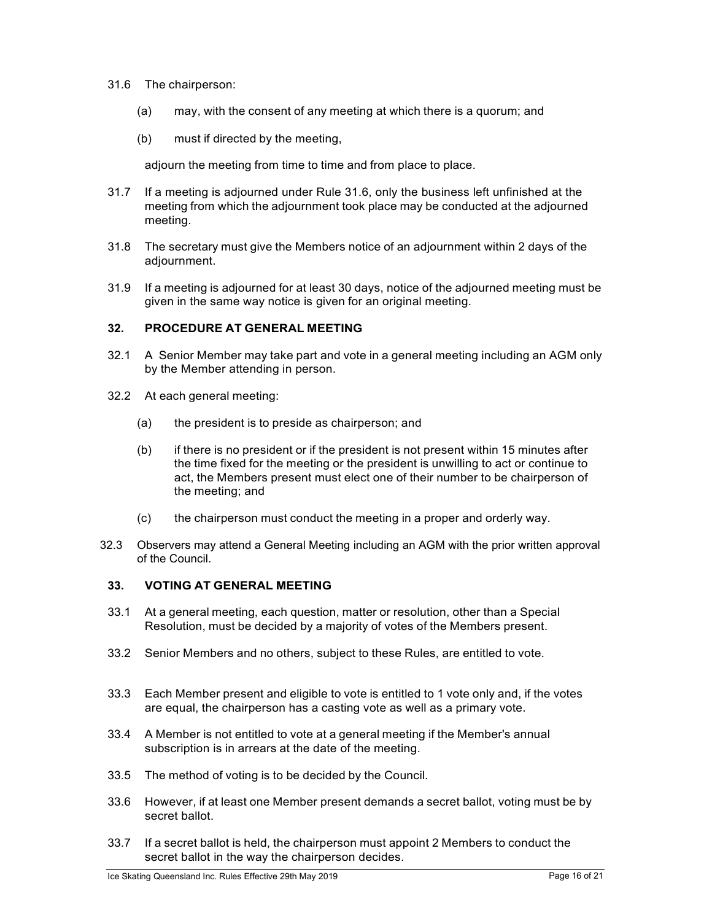31.6 The chairperson:

(a) may, with the consent of any meeting at which there is a quorum; and

(b) must if directed by the meeting,

adjourn the meeting from time to time and from place to place.

31.7 If a meeting is adjourned under Rule 31.6, only the business left unfinished at the meeting from which the adjournment took place may be conducted at the adjourned meeting.

31.8 The secretary must give the Members notice of an adjournment within 2 days of the adjournment.

31.9 If a meeting is adjourned for at least 30 days, notice of the adjourned meeting must be given in the same way notice is given for an original meeting.

## 32. PROCEDURE AT GENERAL MEETING

32.1 A Senior Member may take part and vote in a general meeting including an AGM only by the Member attending in person.

32.2 At each general meeting:

(a) the president is to preside as chairperson; and

(b) if there is no president or if the president is not present within 15 minutes after the time fixed for the meeting or the president is unwilling to act or continue to act, the Members present must elect one of their number to be chairperson of the meeting; and

(c) the chairperson must conduct the meeting in a proper and orderly way.

32.3 Observers may attend a General Meeting including an AGM with the prior written approval of the Council.

## 33. VOTING AT GENERAL MEETING

33.1 At a general meeting, each question, matter or resolution, other than a Special Resolution, must be decided by a majority of votes of the Members present.

33.2 Senior Members and no others, subject to these Rules, are entitled to vote.

33.3 Each Member present and eligible to vote is entitled to 1 vote only and, if the votes are equal, the chairperson has a casting vote as well as a primary vote.

33.4 A Member is not entitled to vote at a general meeting if the Member's annual subscription is in arrears at the date of the meeting.

33.5 The method of voting is to be decided by the Council.

33.6 However, if at least one Member present demands a secret ballot, voting must be by secret ballot.

33.7 If a secret ballot is held, the chairperson must appoint 2 Members to conduct the secret ballot in the way the chairperson decides.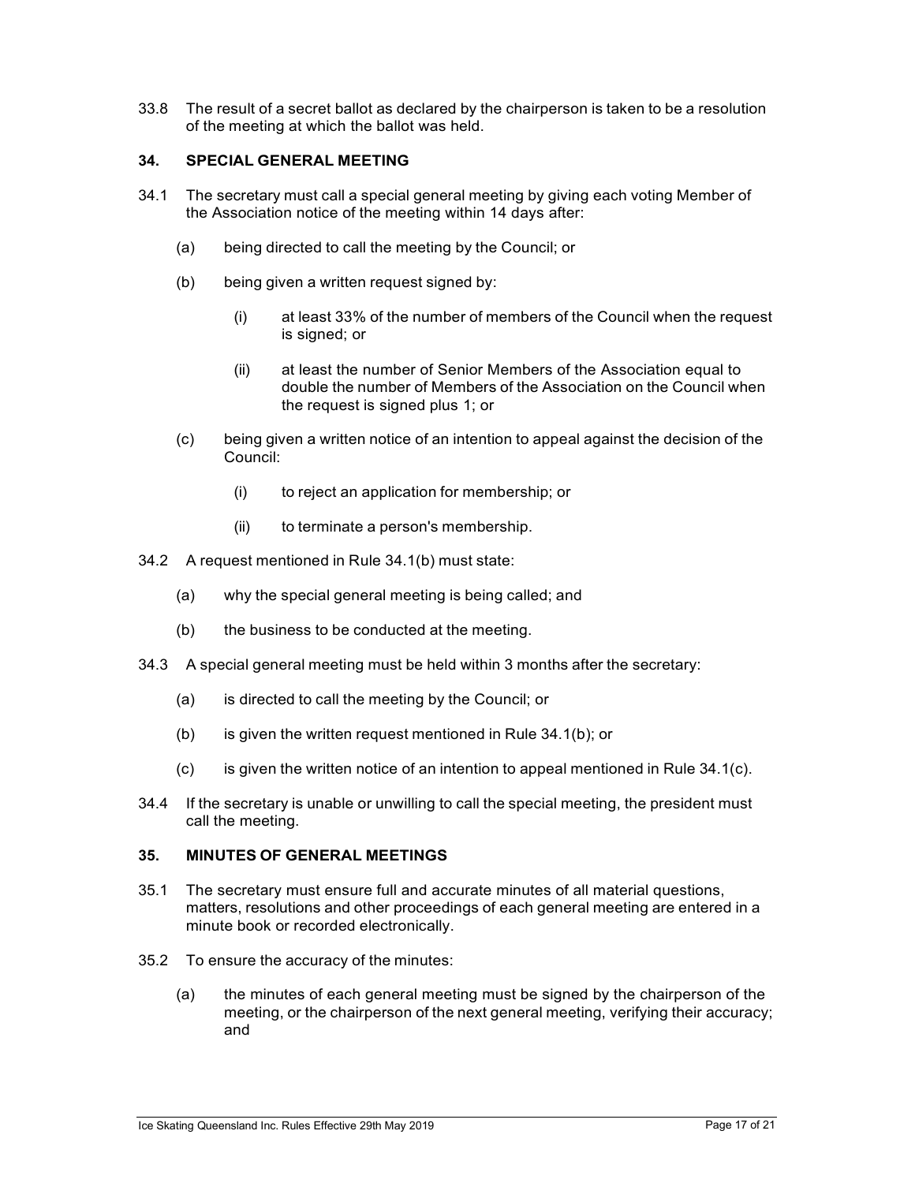33.8 The result of a secret ballot as declared by the chairperson is taken to be a resolution of the meeting at which the ballot was held.

## 34. SPECIAL GENERAL MEETING

34.1 The secretary must call a special general meeting by giving each voting Member of the Association notice of the meeting within 14 days after:

(a) being directed to call the meeting by the Council; or

(b) being given a written request signed by:

(i) at least 33% of the number of members of the Council when the request is signed; or

(ii) at least the number of Senior Members of the Association equal to double the number of Members of the Association on the Council when the request is signed plus 1; or

(c) being given a written notice of an intention to appeal against the decision of the Council:

(i) to reject an application for membership; or

(ii) to terminate a person's membership.

34.2 A request mentioned in Rule 34.1(b) must state:

(a) why the special general meeting is being called; and

(b) the business to be conducted at the meeting.

34.3 A special general meeting must be held within 3 months after the secretary:

(a) is directed to call the meeting by the Council; or

(b) is given the written request mentioned in Rule 34.1(b); or

(c) is given the written notice of an intention to appeal mentioned in Rule 34.1(c).

34.4 If the secretary is unable or unwilling to call the special meeting, the president must call the meeting.

## 35. MINUTES OF GENERAL MEETINGS

35.1 The secretary must ensure full and accurate minutes of all material questions, matters, resolutions and other proceedings of each general meeting are entered in a minute book or recorded electronically.

35.2 To ensure the accuracy of the minutes:

(a) the minutes of each general meeting must be signed by the chairperson of the meeting, or the chairperson of the next general meeting, verifying their accuracy; and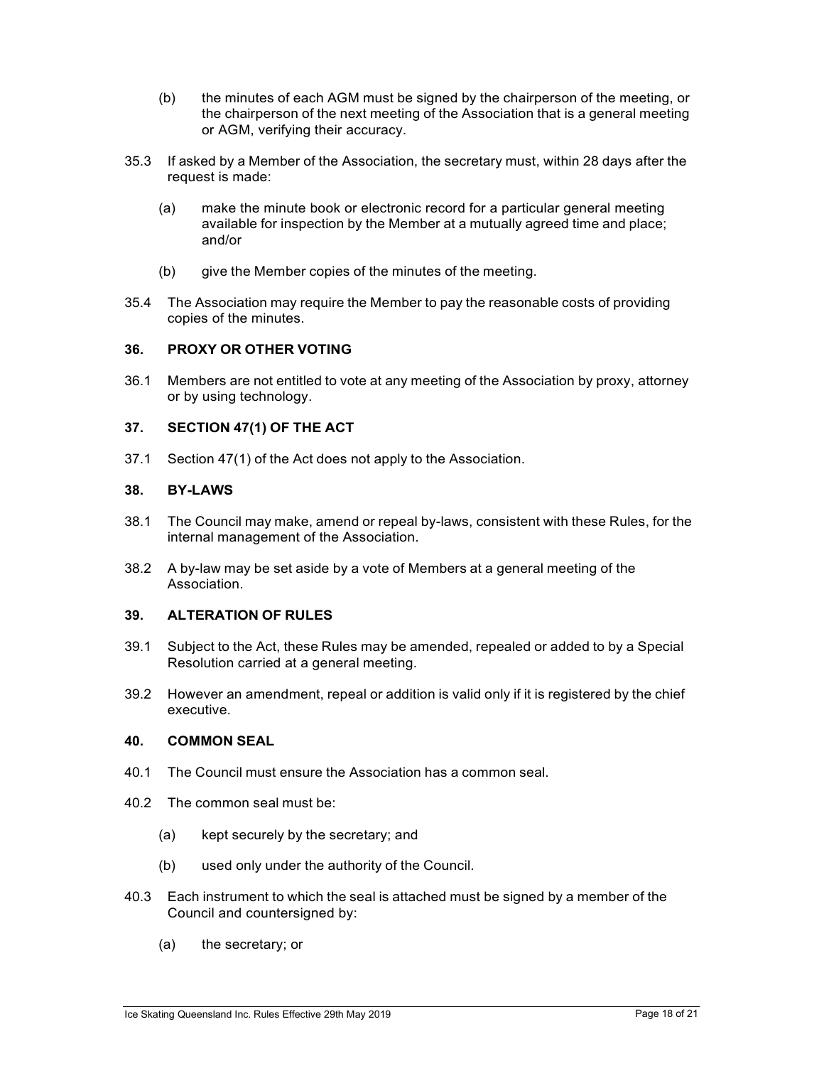(b) the minutes of each AGM must be signed by the chairperson of the meeting, or the chairperson of the next meeting of the Association that is a general meeting or AGM, verifying their accuracy.

35.3 If asked by a Member of the Association, the secretary must, within 28 days after the request is made:

(a) make the minute book or electronic record for a particular general meeting available for inspection by the Member at a mutually agreed time and place; and/or

(b) give the Member copies of the minutes of the meeting.

35.4 The Association may require the Member to pay the reasonable costs of providing copies of the minutes.

### 36. PROXY OR OTHER VOTING

36.1 Members are not entitled to vote at any meeting of the Association by proxy, attorney or by using technology.

### 37. SECTION 47(1) OF THE ACT

37.1 Section 47(1) of the Act does not apply to the Association.

### 38. BY-LAWS

38.1 The Council may make, amend or repeal by-laws, consistent with these Rules, for the internal management of the Association.

38.2 A by-law may be set aside by a vote of Members at a general meeting of the Association.

### 39. ALTERATION OF RULES

39.1 Subject to the Act, these Rules may be amended, repealed or added to by a Special Resolution carried at a general meeting.

39.2 However an amendment, repeal or addition is valid only if it is registered by the chief executive.

### 40. COMMON SEAL

40.1 The Council must ensure the Association has a common seal.

40.2 The common seal must be:

(a) kept securely by the secretary; and

(b) used only under the authority of the Council.

40.3 Each instrument to which the seal is attached must be signed by a member of the Council and countersigned by:

(a) the secretary; or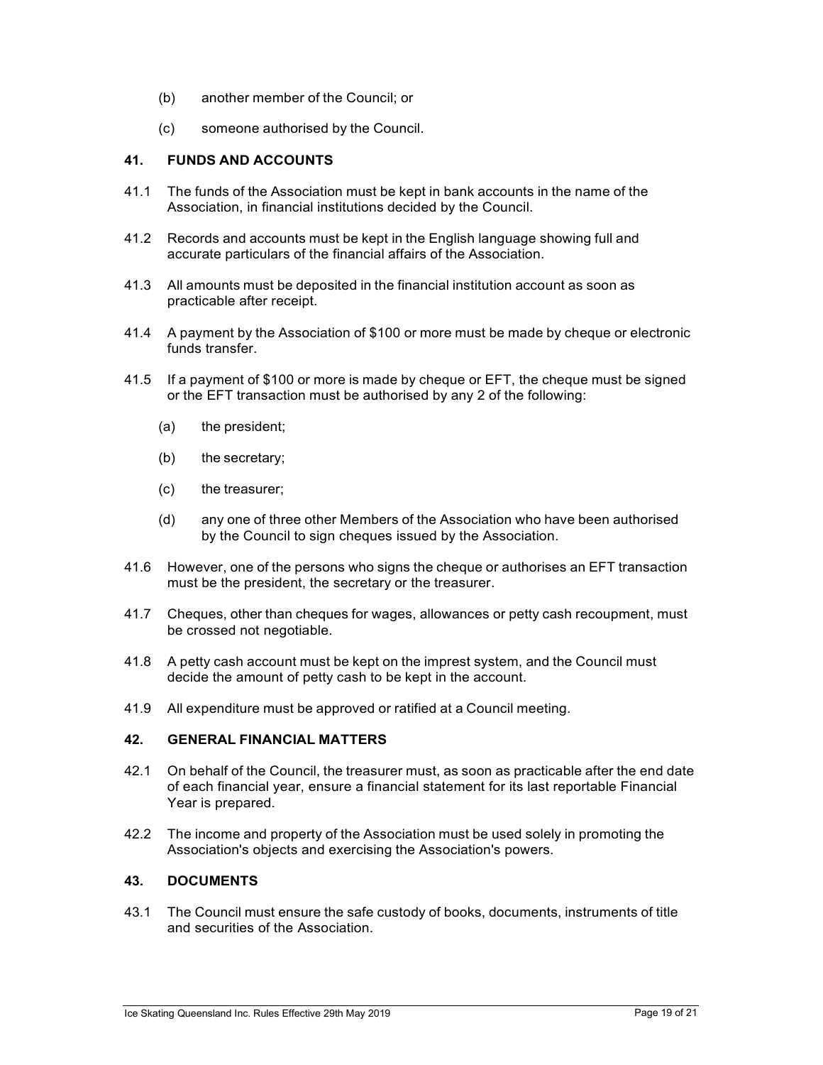(b) another member of the Council; or

(c) someone authorised by the Council.

## 41. FUNDS AND ACCOUNTS

41.1 The funds of the Association must be kept in bank accounts in the name of the Association, in financial institutions decided by the Council.

41.2 Records and accounts must be kept in the English language showing full and accurate particulars of the financial affairs of the Association.

41.3 All amounts must be deposited in the financial institution account as soon as practicable after receipt.

41.4 A payment by the Association of $100 or more must be made by cheque or electronic funds transfer.

41.5 If a payment of $100 or more is made by cheque or EFT, the cheque must be signed or the EFT transaction must be authorised by any 2 of the following:

(a) the president;

(b) the secretary;

(c) the treasurer;

(d) any one of three other Members of the Association who have been authorised by the Council to sign cheques issued by the Association.

41.6 However, one of the persons who signs the cheque or authorises an EFT transaction must be the president, the secretary or the treasurer.

41.7 Cheques, other than cheques for wages, allowances or petty cash recoupment, must be crossed not negotiable.

41.8 A petty cash account must be kept on the imprest system, and the Council must decide the amount of petty cash to be kept in the account.

41.9 All expenditure must be approved or ratified at a Council meeting.

## 42. GENERAL FINANCIAL MATTERS

42.1 On behalf of the Council, the treasurer must, as soon as practicable after the end date of each financial year, ensure a financial statement for its last reportable Financial Year is prepared.

42.2 The income and property of the Association must be used solely in promoting the Association's objects and exercising the Association's powers.

## 43. DOCUMENTS

43.1 The Council must ensure the safe custody of books, documents, instruments of title and securities of the Association.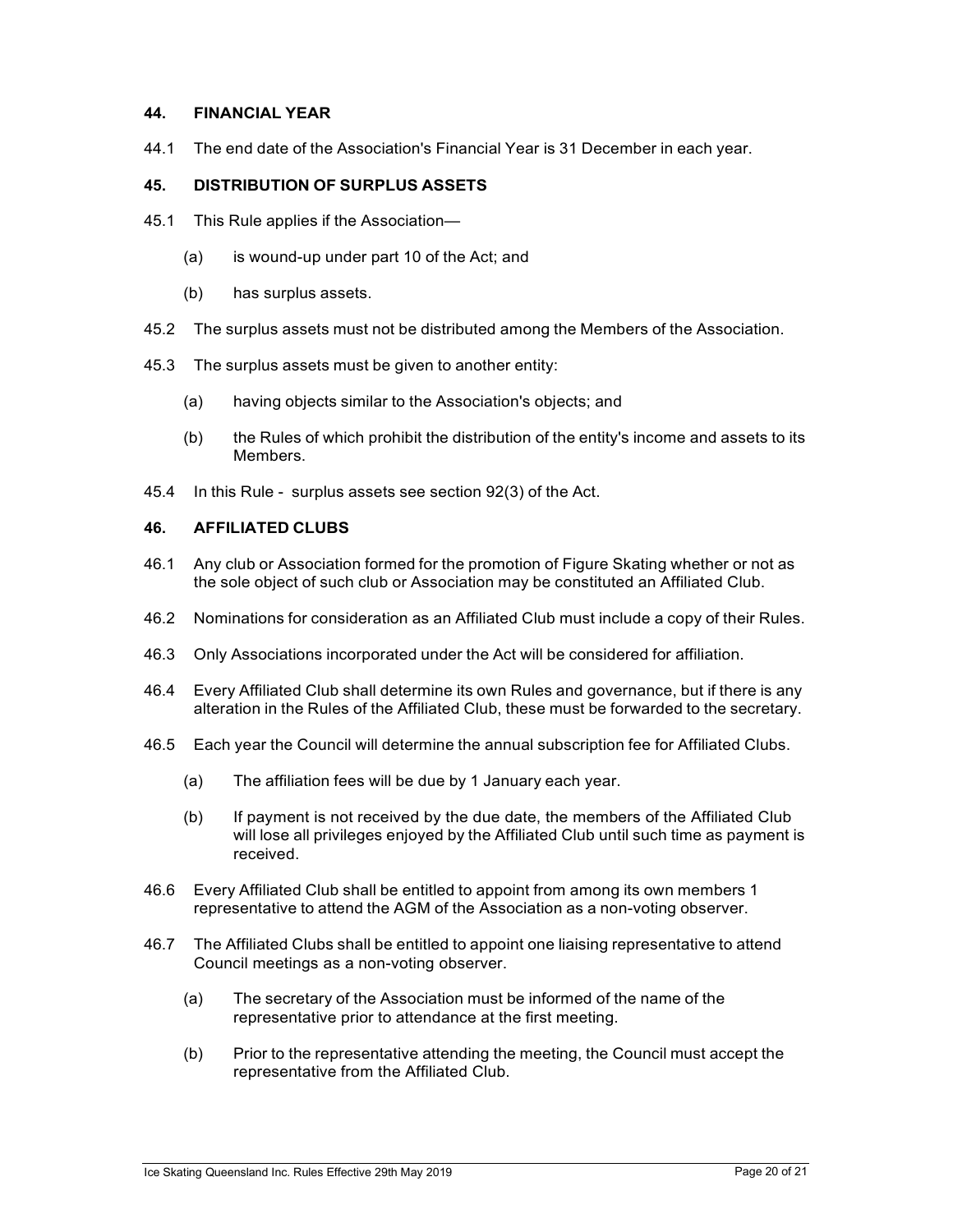## 44. FINANCIAL YEAR

44.1 The end date of the Association's Financial Year is 31 December in each year.

## 45. DISTRIBUTION OF SURPLUS ASSETS

45.1 This Rule applies if the Association—

- (a) is wound-up under part 10 of the Act; and
- (b) has surplus assets.

45.2 The surplus assets must not be distributed among the Members of the Association.

45.3 The surplus assets must be given to another entity:

- (a) having objects similar to the Association's objects; and
- (b) the Rules of which prohibit the distribution of the entity's income and assets to its Members.

45.4 In this Rule - surplus assets see section 92(3) of the Act.

## 46. AFFILIATED CLUBS

46.1 Any club or Association formed for the promotion of Figure Skating whether or not as the sole object of such club or Association may be constituted an Affiliated Club.

46.2 Nominations for consideration as an Affiliated Club must include a copy of their Rules.

46.3 Only Associations incorporated under the Act will be considered for affiliation.

46.4 Every Affiliated Club shall determine its own Rules and governance, but if there is any alteration in the Rules of the Affiliated Club, these must be forwarded to the secretary.

46.5 Each year the Council will determine the annual subscription fee for Affiliated Clubs.

- (a) The affiliation fees will be due by 1 January each year.
- (b) If payment is not received by the due date, the members of the Affiliated Club will lose all privileges enjoyed by the Affiliated Club until such time as payment is received.

46.6 Every Affiliated Club shall be entitled to appoint from among its own members 1 representative to attend the AGM of the Association as a non-voting observer.

46.7 The Affiliated Clubs shall be entitled to appoint one liaising representative to attend Council meetings as a non-voting observer.

- (a) The secretary of the Association must be informed of the name of the representative prior to attendance at the first meeting.
- (b) Prior to the representative attending the meeting, the Council must accept the representative from the Affiliated Club.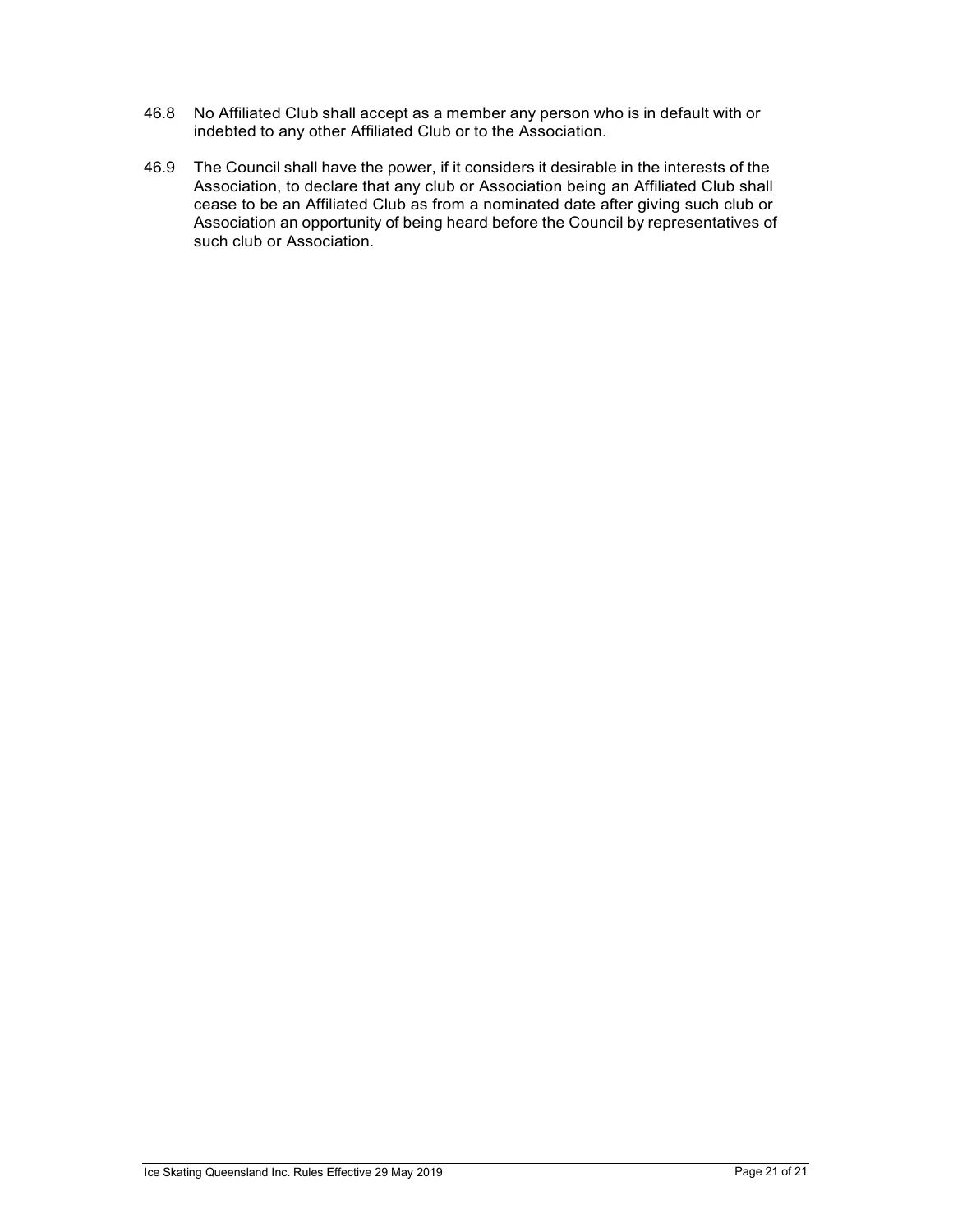46.8 No Affiliated Club shall accept as a member any person who is in default with or indebted to any other Affiliated Club or to the Association.

46.9 The Council shall have the power, if it considers it desirable in the interests of the Association, to declare that any club or Association being an Affiliated Club shall cease to be an Affiliated Club as from a nominated date after giving such club or Association an opportunity of being heard before the Council by representatives of such club or Association.